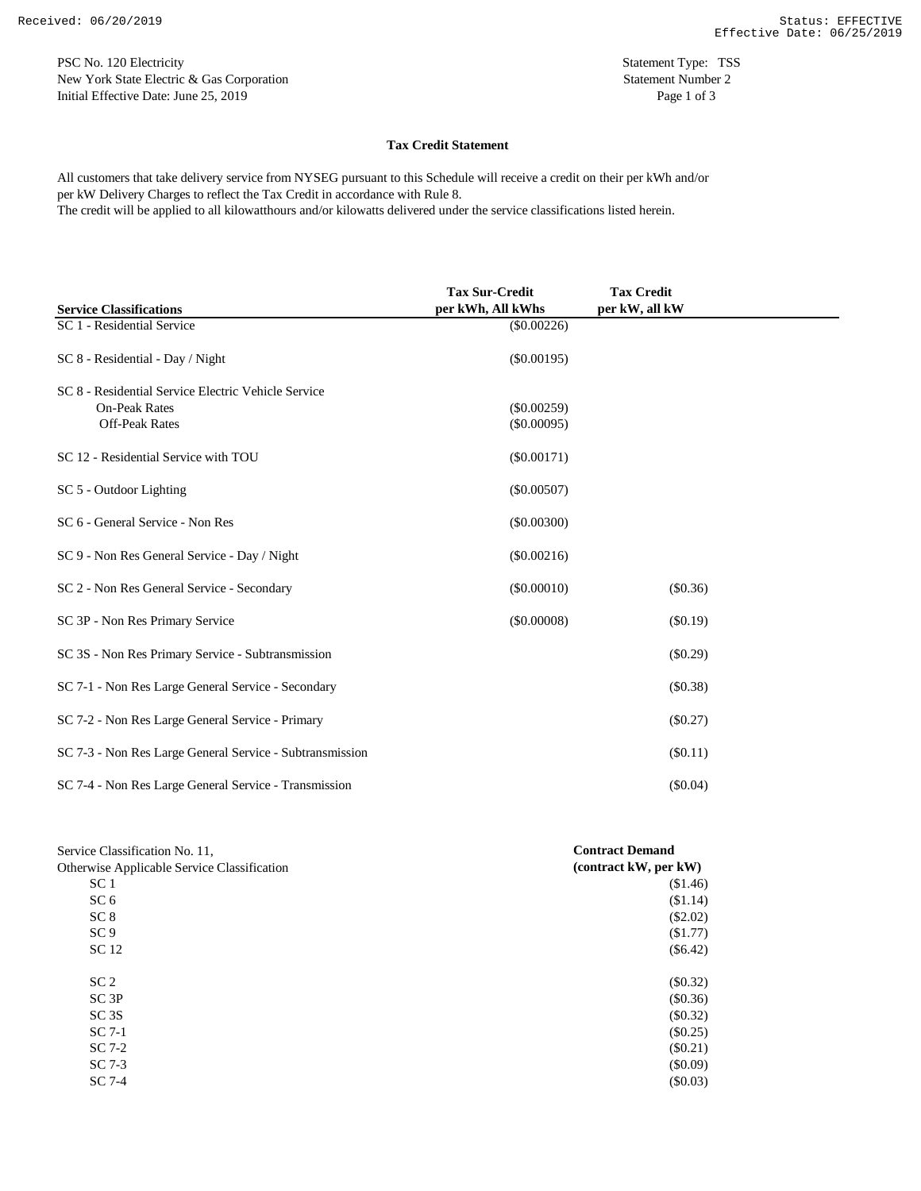PSC No. 120 Electricity
New York State Electric & Gas Corporation
Initial Effective Date: June 25, 2019

Statement Type: TSS
Statement Number 2

## Tax Credit Statement

All customers that take delivery service from NYSEG pursuant to this Schedule will receive a credit on their per kWh and/or per kW Delivery Charges to reflect the Tax Credit in accordance with Rule 8.
The credit will be applied to all kilowatthours and/or kilowatts delivered under the service classifications listed herein.

| Service Classifications | Tax Sur-Credit per kWh, All kWhs | Tax Credit per kW, all kW |
|---|---|---|
| SC 1 - Residential Service | ($0.00226) | |
| SC 8 - Residential - Day / Night | ($0.00195) | |
| SC 8 - Residential Service Electric Vehicle Service | | |
| On-Peak Rates | ($0.00259) | |
| Off-Peak Rates | ($0.00095) | |
| SC 12 - Residential Service with TOU | ($0.00171) | |
| SC 5 - Outdoor Lighting | ($0.00507) | |
| SC 6 - General Service - Non Res | ($0.00300) | |
| SC 9 - Non Res General Service - Day / Night | ($0.00216) | |
| SC 2 - Non Res General Service - Secondary | ($0.00010) | ($0.36) |
| SC 3P - Non Res Primary Service | ($0.00008) | ($0.19) |
| SC 3S - Non Res Primary Service - Subtransmission | | ($0.29) |
| SC 7-1 - Non Res Large General Service - Secondary | | ($0.38) |
| SC 7-2 - Non Res Large General Service - Primary | | ($0.27) |
| SC 7-3 - Non Res Large General Service - Subtransmission | | ($0.11) |
| SC 7-4 - Non Res Large General Service - Transmission | | ($0.04) |

| Service Classification No. 11, Otherwise Applicable Service Classification | Contract Demand (contract kW, per kW) |
|---|---|
| SC 1 | ($1.46) |
| SC 6 | ($1.14) |
| SC 8 | ($2.02) |
| SC 9 | ($1.77) |
| SC 12 | ($6.42) |
| SC 2 | ($0.32) |
| SC 3P | ($0.36) |
| SC 3S | ($0.32) |
| SC 7-1 | ($0.25) |
| SC 7-2 | ($0.21) |
| SC 7-3 | ($0.09) |
| SC 7-4 | ($0.03) |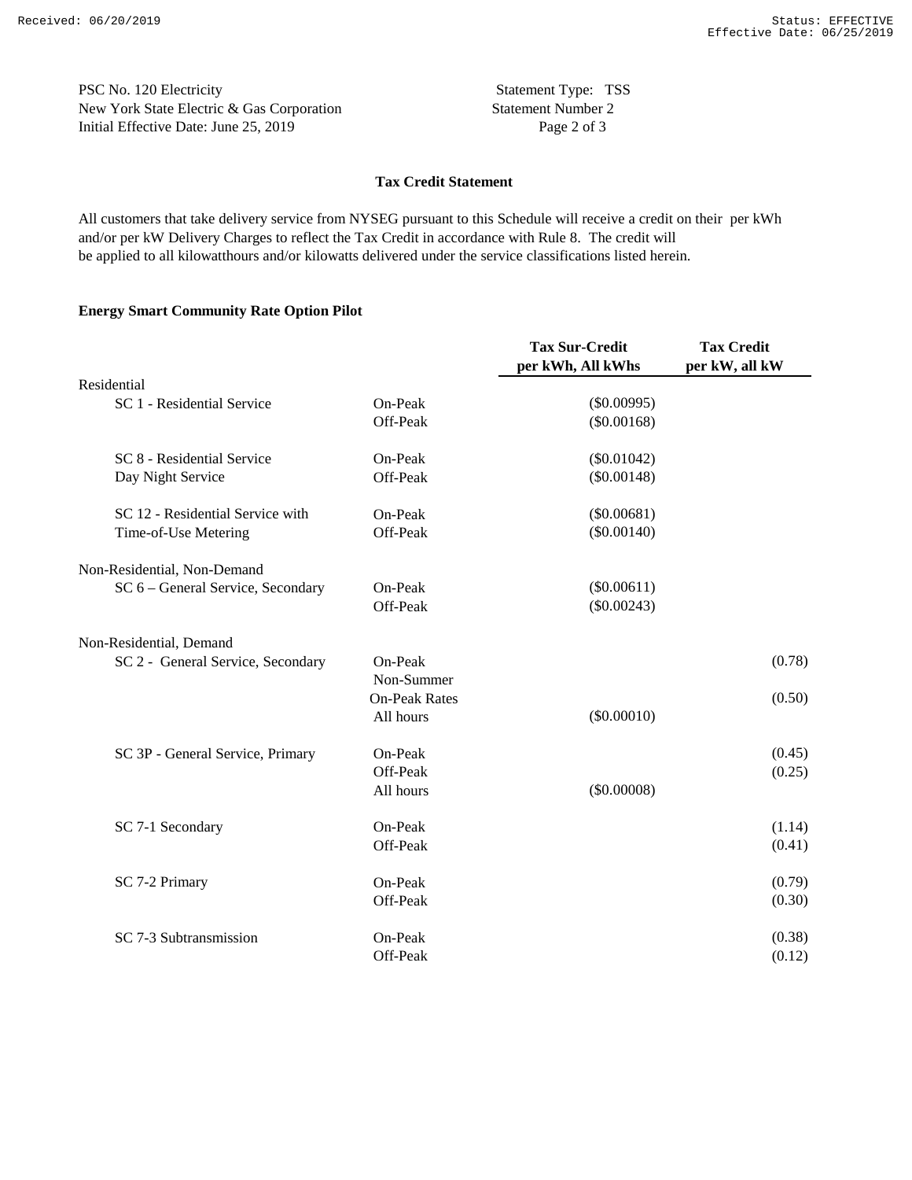PSC No. 120 Electricity
New York State Electric & Gas Corporation
Initial Effective Date: June 25, 2019

Statement Type: TSS
Statement Number 2

## Tax Credit Statement

All customers that take delivery service from NYSEG pursuant to this Schedule will receive a credit on their per kWh and/or per kW Delivery Charges to reflect the Tax Credit in accordance with Rule 8. The credit will be applied to all kilowatthours and/or kilowatts delivered under the service classifications listed herein.

**Energy Smart Community Rate Option Pilot**

| | | Tax Sur-Credit per kWh, All kWhs | Tax Credit per kW, all kW |
|---|---|---|---|
| Residential | | | |
| SC 1 - Residential Service | On-Peak | ($0.00995) | |
| | Off-Peak | ($0.00168) | |
| SC 8 - Residential Service Day Night Service | On-Peak | ($0.01042) | |
| | Off-Peak | ($0.00148) | |
| SC 12 - Residential Service with Time-of-Use Metering | On-Peak | ($0.00681) | |
| | Off-Peak | ($0.00140) | |
| Non-Residential, Non-Demand | | | |
| SC 6 – General Service, Secondary | On-Peak | ($0.00611) | |
| | Off-Peak | ($0.00243) | |
| Non-Residential, Demand | | | |
| SC 2 - General Service, Secondary | On-Peak | | (0.78) |
| | Non-Summer On-Peak Rates | | (0.50) |
| | All hours | ($0.00010) | |
| SC 3P - General Service, Primary | On-Peak | | (0.45) |
| | Off-Peak | | (0.25) |
| | All hours | ($0.00008) | |
| SC 7-1 Secondary | On-Peak | | (1.14) |
| | Off-Peak | | (0.41) |
| SC 7-2 Primary | On-Peak | | (0.79) |
| | Off-Peak | | (0.30) |
| SC 7-3 Subtransmission | On-Peak | | (0.38) |
| | Off-Peak | | (0.12) |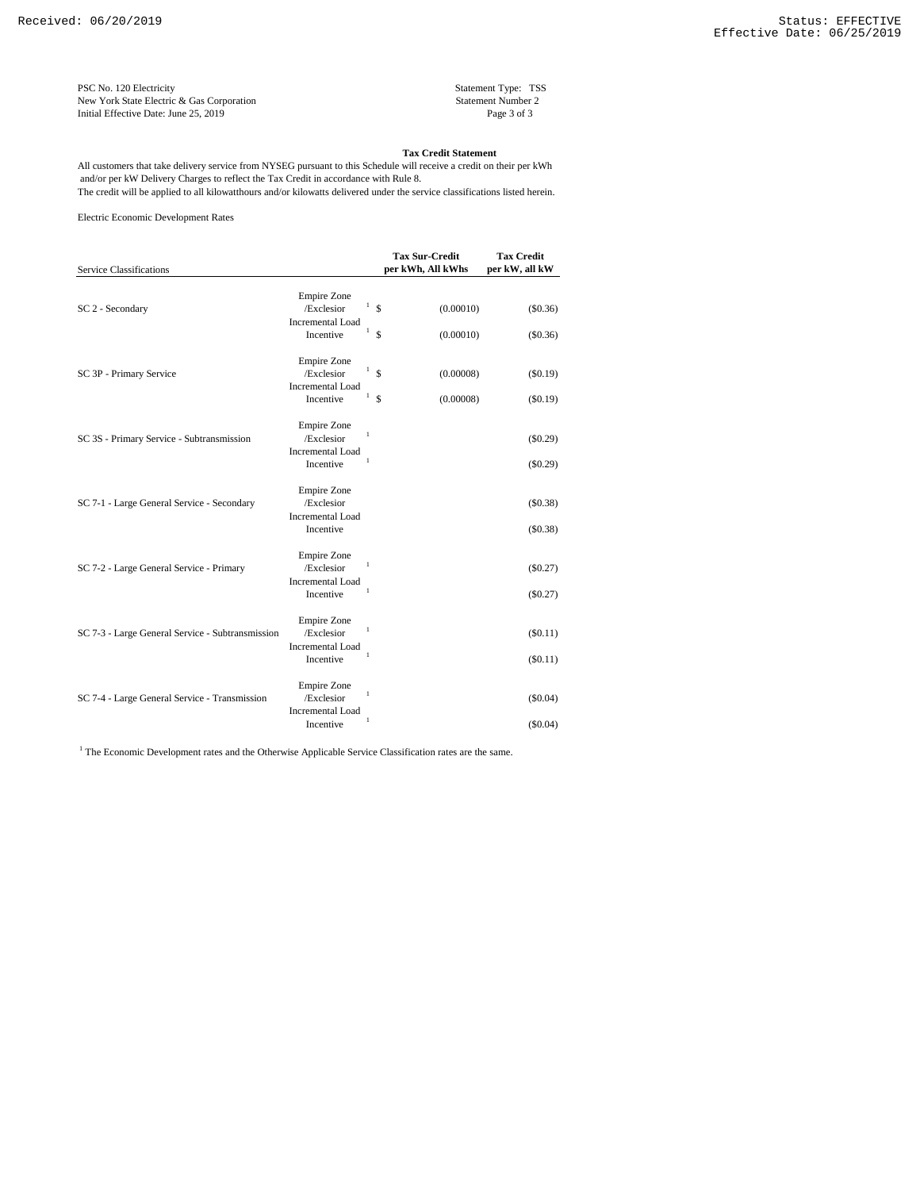Received: 06/20/2019

Status: EFFECTIVE
Effective Date: 06/25/2019

PSC No. 120 Electricity
New York State Electric & Gas Corporation
Initial Effective Date: June 25, 2019

Statement Type: TSS
Statement Number 2

**Tax Credit Statement**

All customers that take delivery service from NYSEG pursuant to this Schedule will receive a credit on their per kWh and/or per kW Delivery Charges to reflect the Tax Credit in accordance with Rule 8.
The credit will be applied to all kilowatthours and/or kilowatts delivered under the service classifications listed herein.

Electric Economic Development Rates

| Service Classifications | | Tax Sur-Credit per kWh, All kWhs | Tax Credit per kW, all kW |
|---|---|---|---|
| SC 2 - Secondary | Empire Zone /Exclesior [1] | $ (0.00010) | ($0.36) |
| | Incremental Load Incentive [1] | $ (0.00010) | ($0.36) |
| SC 3P - Primary Service | Empire Zone /Exclesior [1] | $ (0.00008) | ($0.19) |
| | Incremental Load Incentive [1] | $ (0.00008) | ($0.19) |
| SC 3S - Primary Service - Subtransmission | Empire Zone /Exclesior [1] | | ($0.29) |
| | Incremental Load Incentive [1] | | ($0.29) |
| SC 7-1 - Large General Service - Secondary | Empire Zone /Exclesior | | ($0.38) |
| | Incremental Load Incentive | | ($0.38) |
| SC 7-2 - Large General Service - Primary | Empire Zone /Exclesior [1] | | ($0.27) |
| | Incremental Load Incentive [1] | | ($0.27) |
| SC 7-3 - Large General Service - Subtransmission | Empire Zone /Exclesior [1] | | ($0.11) |
| | Incremental Load Incentive [1] | | ($0.11) |
| SC 7-4 - Large General Service - Transmission | Empire Zone /Exclesior [1] | | ($0.04) |
| | Incremental Load Incentive [1] | | ($0.04) |

[1] The Economic Development rates and the Otherwise Applicable Service Classification rates are the same.